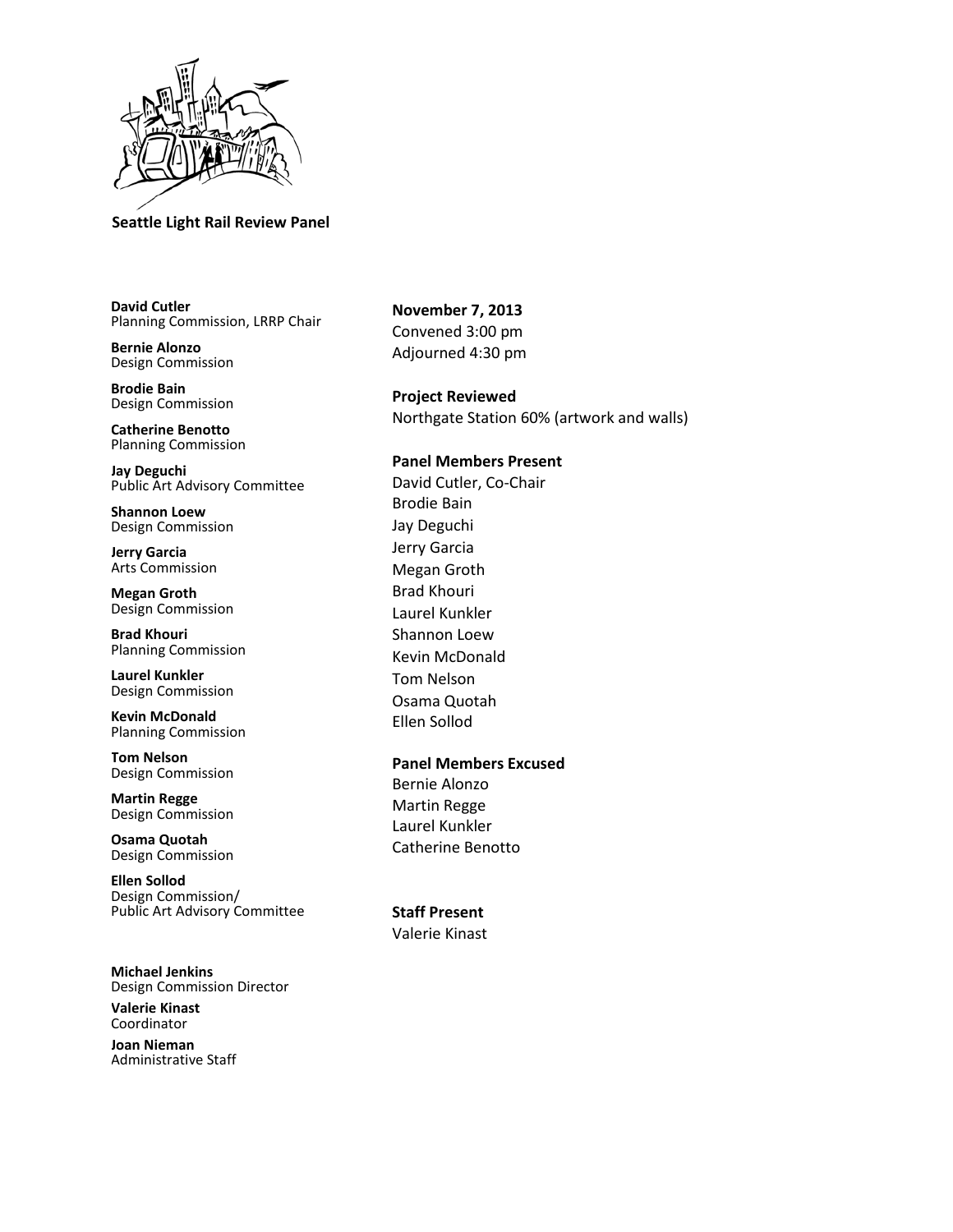**Seattle Light Rail Review Panel**

**David Cutler**
Planning Commission, LRRP Chair

**Bernie Alonzo**
Design Commission

**Brodie Bain**
Design Commission

**Catherine Benotto**
Planning Commission

**Jay Deguchi**
Public Art Advisory Committee

**Shannon Loew**
Design Commission

**Jerry Garcia**
Arts Commission

**Megan Groth**
Design Commission

**Brad Khouri**
Planning Commission

**Laurel Kunkler**
Design Commission

**Kevin McDonald**
Planning Commission

**Tom Nelson**
Design Commission

**Martin Regge**
Design Commission

**Osama Quotah**
Design Commission

**Ellen Sollod**
Design Commission/
Public Art Advisory Committee

**Michael Jenkins**
Design Commission Director

**Valerie Kinast**
Coordinator

**Joan Nieman**
Administrative Staff

**November 7, 2013**
Convened 3:00 pm
Adjourned 4:30 pm

**Project Reviewed**
Northgate Station 60% (artwork and walls)

**Panel Members Present**
David Cutler, Co-Chair
Brodie Bain
Jay Deguchi
Jerry Garcia
Megan Groth
Brad Khouri
Laurel Kunkler
Shannon Loew
Kevin McDonald
Tom Nelson
Osama Quotah
Ellen Sollod

**Panel Members Excused**
Bernie Alonzo
Martin Regge
Laurel Kunkler
Catherine Benotto

**Staff Present**
Valerie Kinast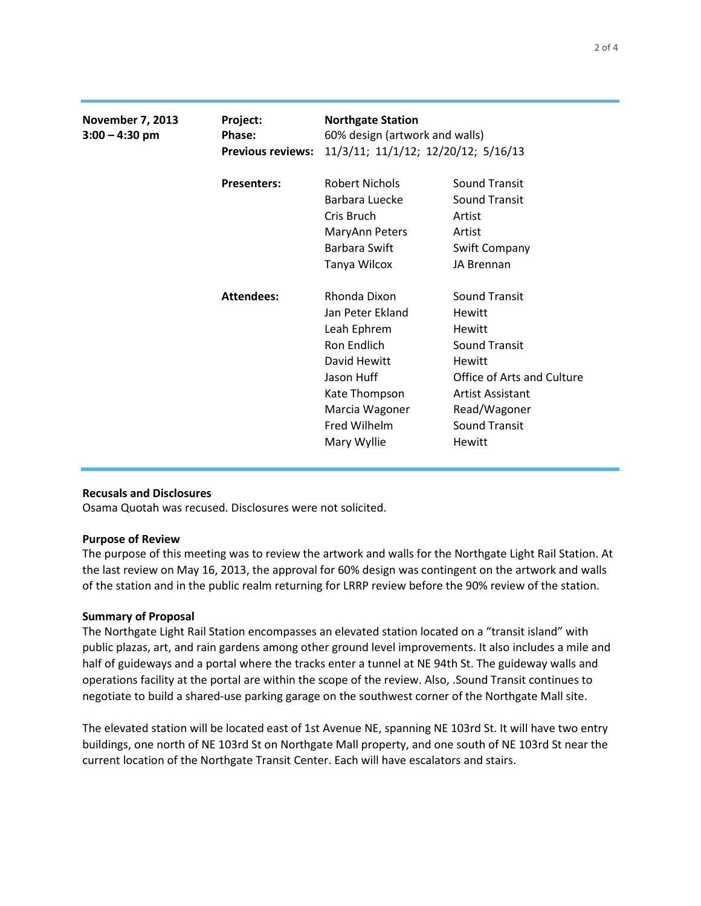| November 7, 2013<br>3:00 – 4:30 pm | Project: | Northgate Station | |
|---|---|---|---|
| | Phase: | 60% design (artwork and walls) | |
| | Previous reviews: | 11/3/11; 11/1/12; 12/20/12; 5/16/13 | |
| | Presenters: | Robert Nichols | Sound Transit |
| | | Barbara Luecke | Sound Transit |
| | | Cris Bruch | Artist |
| | | MaryAnn Peters | Artist |
| | | Barbara Swift | Swift Company |
| | | Tanya Wilcox | JA Brennan |
| | Attendees: | Rhonda Dixon | Sound Transit |
| | | Jan Peter Ekland | Hewitt |
| | | Leah Ephrem | Hewitt |
| | | Ron Endlich | Sound Transit |
| | | David Hewitt | Hewitt |
| | | Jason Huff | Office of Arts and Culture |
| | | Kate Thompson | Artist Assistant |
| | | Marcia Wagoner | Read/Wagoner |
| | | Fred Wilhelm | Sound Transit |
| | | Mary Wyllie | Hewitt |

**Recusals and Disclosures**
Osama Quotah was recused. Disclosures were not solicited.

**Purpose of Review**
The purpose of this meeting was to review the artwork and walls for the Northgate Light Rail Station. At the last review on May 16, 2013, the approval for 60% design was contingent on the artwork and walls of the station and in the public realm returning for LRRP review before the 90% review of the station.

**Summary of Proposal**
The Northgate Light Rail Station encompasses an elevated station located on a "transit island" with public plazas, art, and rain gardens among other ground level improvements. It also includes a mile and half of guideways and a portal where the tracks enter a tunnel at NE 94th St. The guideway walls and operations facility at the portal are within the scope of the review. Also, .Sound Transit continues to negotiate to build a shared-use parking garage on the southwest corner of the Northgate Mall site.

The elevated station will be located east of 1st Avenue NE, spanning NE 103rd St. It will have two entry buildings, one north of NE 103rd St on Northgate Mall property, and one south of NE 103rd St near the current location of the Northgate Transit Center. Each will have escalators and stairs.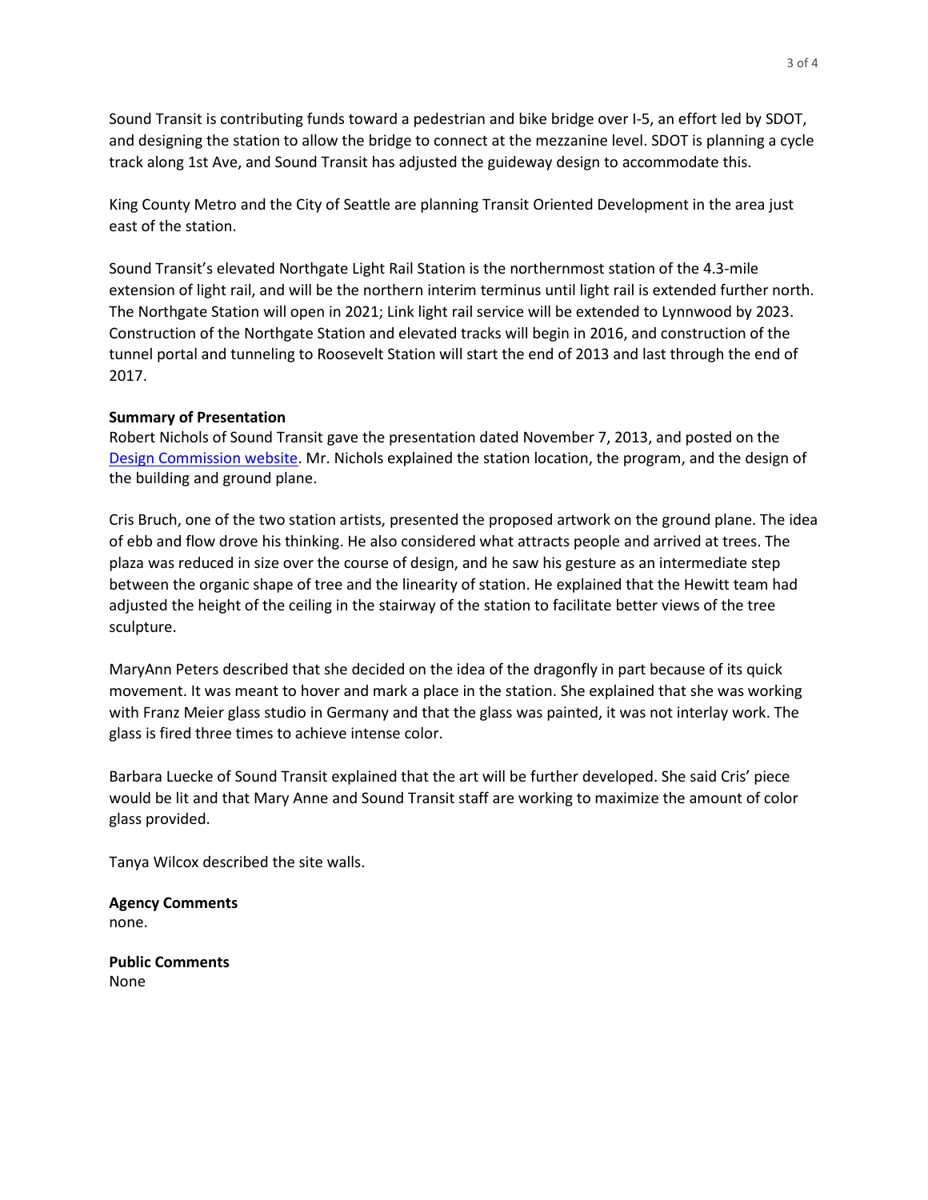Sound Transit is contributing funds toward a pedestrian and bike bridge over I-5, an effort led by SDOT, and designing the station to allow the bridge to connect at the mezzanine level. SDOT is planning a cycle track along 1st Ave, and Sound Transit has adjusted the guideway design to accommodate this.

King County Metro and the City of Seattle are planning Transit Oriented Development in the area just east of the station.

Sound Transit's elevated Northgate Light Rail Station is the northernmost station of the 4.3-mile extension of light rail, and will be the northern interim terminus until light rail is extended further north. The Northgate Station will open in 2021; Link light rail service will be extended to Lynnwood by 2023. Construction of the Northgate Station and elevated tracks will begin in 2016, and construction of the tunnel portal and tunneling to Roosevelt Station will start the end of 2013 and last through the end of 2017.

**Summary of Presentation**

Robert Nichols of Sound Transit gave the presentation dated November 7, 2013, and posted on the [Design Commission website](). Mr. Nichols explained the station location, the program, and the design of the building and ground plane.

Cris Bruch, one of the two station artists, presented the proposed artwork on the ground plane. The idea of ebb and flow drove his thinking. He also considered what attracts people and arrived at trees. The plaza was reduced in size over the course of design, and he saw his gesture as an intermediate step between the organic shape of tree and the linearity of station. He explained that the Hewitt team had adjusted the height of the ceiling in the stairway of the station to facilitate better views of the tree sculpture.

MaryAnn Peters described that she decided on the idea of the dragonfly in part because of its quick movement. It was meant to hover and mark a place in the station. She explained that she was working with Franz Meier glass studio in Germany and that the glass was painted, it was not interlay work. The glass is fired three times to achieve intense color.

Barbara Luecke of Sound Transit explained that the art will be further developed. She said Cris' piece would be lit and that Mary Anne and Sound Transit staff are working to maximize the amount of color glass provided.

Tanya Wilcox described the site walls.

**Agency Comments**

none.

**Public Comments**

None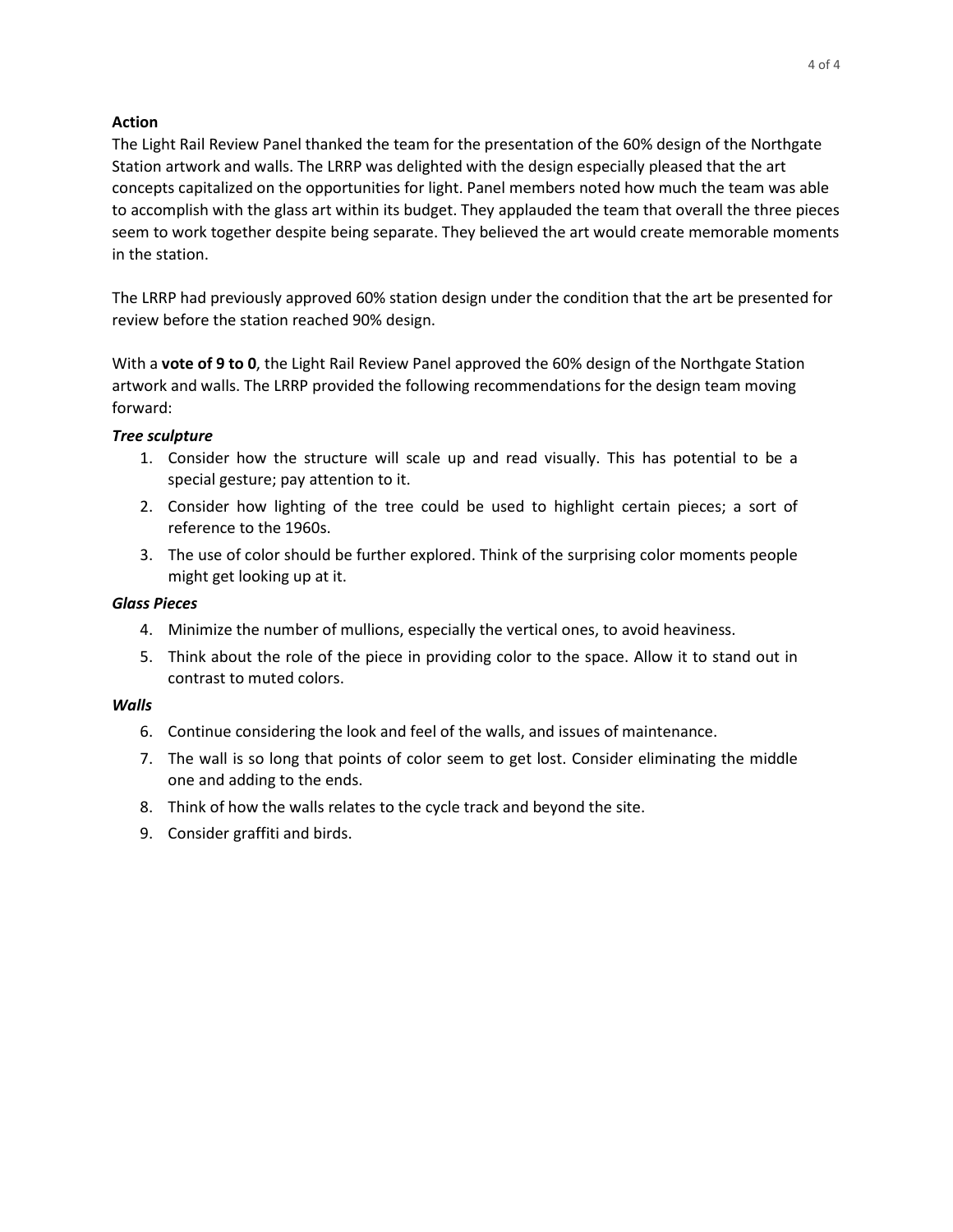**Action**

The Light Rail Review Panel thanked the team for the presentation of the 60% design of the Northgate Station artwork and walls. The LRRP was delighted with the design especially pleased that the art concepts capitalized on the opportunities for light. Panel members noted how much the team was able to accomplish with the glass art within its budget. They applauded the team that overall the three pieces seem to work together despite being separate. They believed the art would create memorable moments in the station.

The LRRP had previously approved 60% station design under the condition that the art be presented for review before the station reached 90% design.

With a **vote of 9 to 0**, the Light Rail Review Panel approved the 60% design of the Northgate Station artwork and walls. The LRRP provided the following recommendations for the design team moving forward:

***Tree sculpture***

1. Consider how the structure will scale up and read visually. This has potential to be a special gesture; pay attention to it.
2. Consider how lighting of the tree could be used to highlight certain pieces; a sort of reference to the 1960s.
3. The use of color should be further explored. Think of the surprising color moments people might get looking up at it.

***Glass Pieces***

4. Minimize the number of mullions, especially the vertical ones, to avoid heaviness.
5. Think about the role of the piece in providing color to the space. Allow it to stand out in contrast to muted colors.

***Walls***

6. Continue considering the look and feel of the walls, and issues of maintenance.
7. The wall is so long that points of color seem to get lost. Consider eliminating the middle one and adding to the ends.
8. Think of how the walls relates to the cycle track and beyond the site.
9. Consider graffiti and birds.